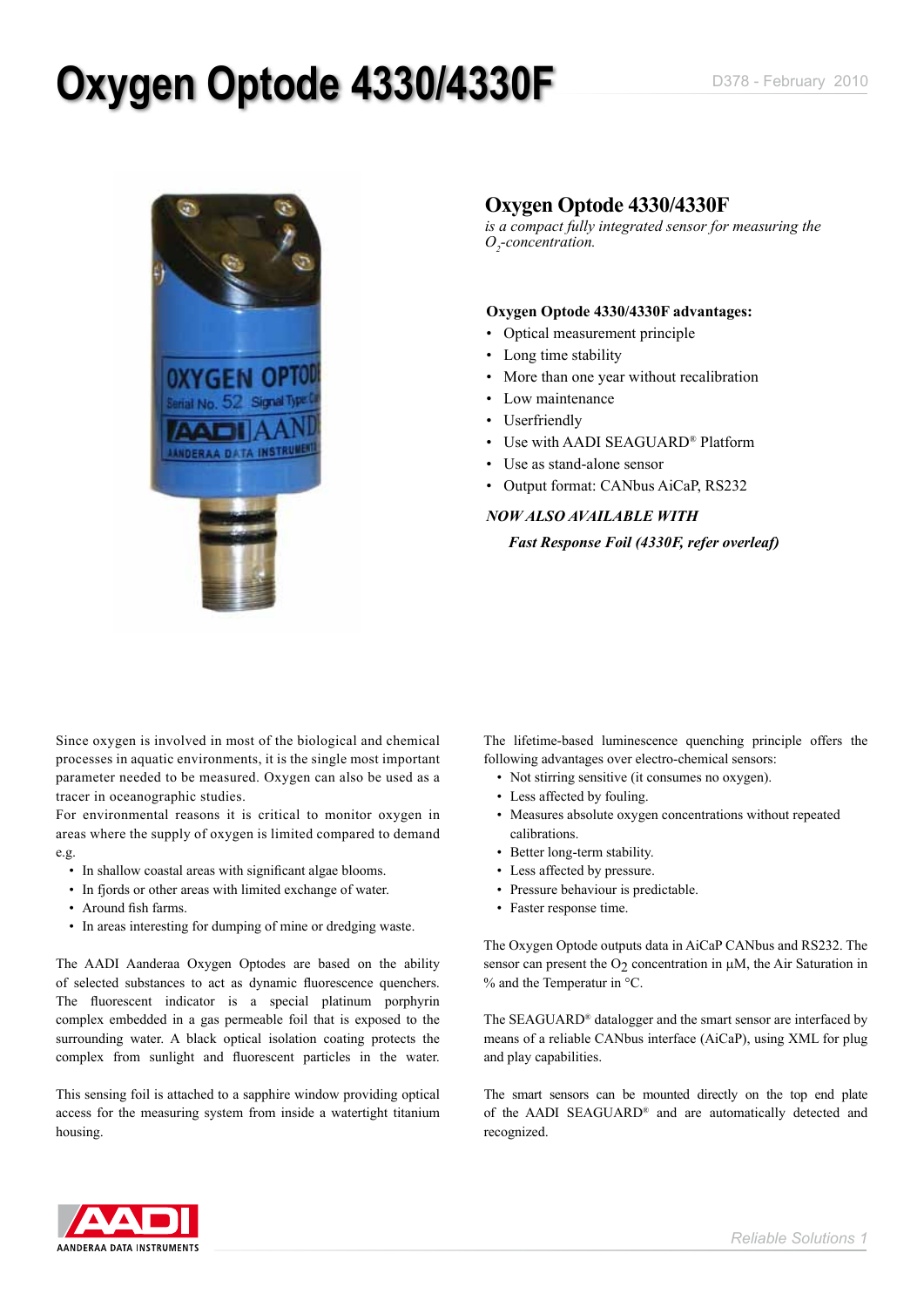# Oxygen Optode 4330/4330F

D378 - February 2010

## Oxygen Optode 4330/4330F

*is a compact fully integrated sensor for measuring the $O_2$-concentration.*

**Oxygen Optode 4330/4330F advantages:**

- Optical measurement principle
- Long time stability
- More than one year without recalibration
- Low maintenance
- Userfriendly
- Use with AADI SEAGUARD® Platform
- Use as stand-alone sensor
- Output format: CANbus AiCaP, RS232

***NOW ALSO AVAILABLE WITH***

***Fast Response Foil (4330F, refer overleaf)***

Since oxygen is involved in most of the biological and chemical processes in aquatic environments, it is the single most important parameter needed to be measured. Oxygen can also be used as a tracer in oceanographic studies.

For environmental reasons it is critical to monitor oxygen in areas where the supply of oxygen is limited compared to demand e.g.

- In shallow coastal areas with significant algae blooms.
- In fjords or other areas with limited exchange of water.
- Around fish farms.
- In areas interesting for dumping of mine or dredging waste.

The AADI Aanderaa Oxygen Optodes are based on the ability of selected substances to act as dynamic fluorescence quenchers. The fluorescent indicator is a special platinum porphyrin complex embedded in a gas permeable foil that is exposed to the surrounding water. A black optical isolation coating protects the complex from sunlight and fluorescent particles in the water.

This sensing foil is attached to a sapphire window providing optical access for the measuring system from inside a watertight titanium housing.

The lifetime-based luminescence quenching principle offers the following advantages over electro-chemical sensors:

- Not stirring sensitive (it consumes no oxygen).
- Less affected by fouling.
- Measures absolute oxygen concentrations without repeated calibrations.
- Better long-term stability.
- Less affected by pressure.
- Pressure behaviour is predictable.
- Faster response time.

The Oxygen Optode outputs data in AiCaP CANbus and RS232. The sensor can present the $O_2$ concentration in µM, the Air Saturation in % and the Temperatur in °C.

The SEAGUARD® datalogger and the smart sensor are interfaced by means of a reliable CANbus interface (AiCaP), using XML for plug and play capabilities.

The smart sensors can be mounted directly on the top end plate of the AADI SEAGUARD® and are automatically detected and recognized.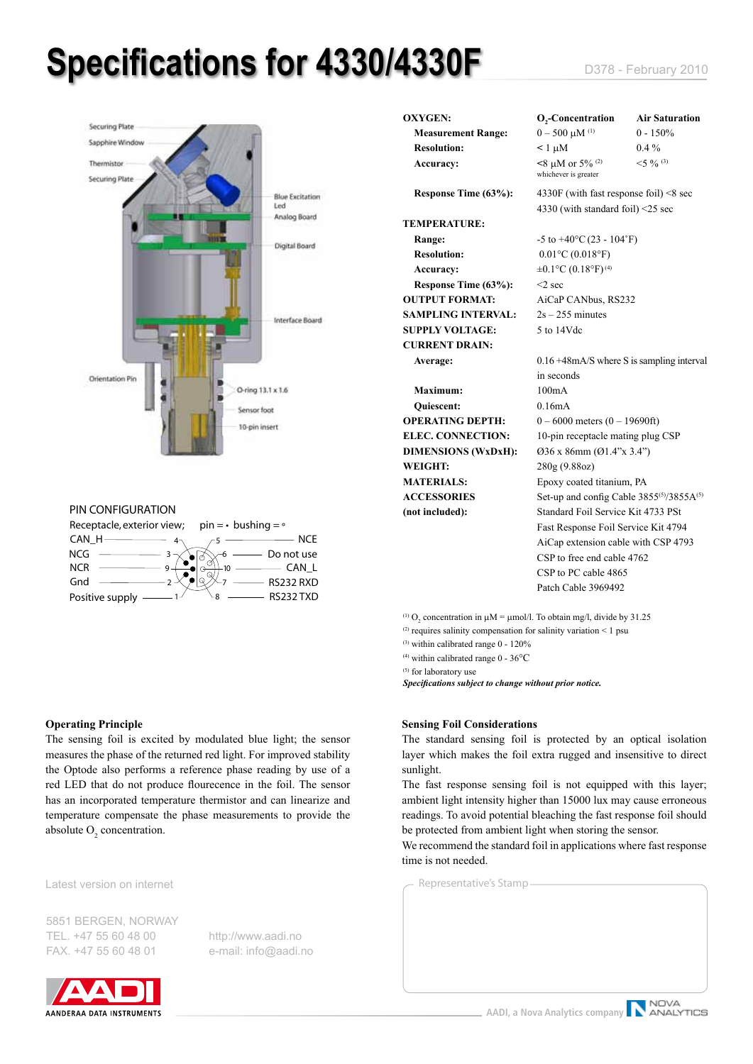# Specifications for 4330/4330F

D378 - February 2010

Securing Plate
Sapphire Window
Thermistor
Securing Plate
Blue Excitation Led
Analog Board
Digital Board
Interface Board
Orientation Pin
O-ring 13.1 x 1.6
Sensor foot
10-pin insert

PIN CONFIGURATION

Receptacle, exterior view; pin = • bushing = ∘

| | | | |
|---|---|---|---|
| CAN_H | 4 | 5 | NCE |
| NCG | 3 | 6 | Do not use |
| NCR | 9 | 10 | CAN_L |
| Gnd | 2 | 7 | RS232 RXD |
| Positive supply | 1 | 8 | RS232 TXD |

| | | |
|---|---|---|
| **OXYGEN:** | **$O_2$-Concentration** | **Air Saturation** |
| **Measurement Range:** | 0 – 500 µM [1] | 0 - 150% |
| **Resolution:** | < 1 µM | 0.4 % |
| **Accuracy:** | <8 µM or 5% [2] whichever is greater | <5 % [3] |
| **Response Time (63%):** | 4330F (with fast response foil) <8 sec; 4330 (with standard foil) <25 sec | |
| **TEMPERATURE:** | | |
| **Range:** | -5 to +40°C (23 - 104°F) | |
| **Resolution:** | 0.01°C (0.018°F) | |
| **Accuracy:** | ±0.1°C (0.18°F) [4] | |
| **Response Time (63%):** | <2 sec | |
| **OUTPUT FORMAT:** | AiCaP CANbus, RS232 | |
| **SAMPLING INTERVAL:** | 2s – 255 minutes | |
| **SUPPLY VOLTAGE:** | 5 to 14Vdc | |
| **CURRENT DRAIN:** | | |
| **Average:** | 0.16 +48mA/S where S is sampling interval in seconds | |
| **Maximum:** | 100mA | |
| **Quiescent:** | 0.16mA | |
| **OPERATING DEPTH:** | 0 – 6000 meters (0 – 19690ft) | |
| **ELEC. CONNECTION:** | 10-pin receptacle mating plug CSP | |
| **DIMENSIONS (WxDxH):** | Ø36 x 86mm (Ø1.4"x 3.4") | |
| **WEIGHT:** | 280g (9.88oz) | |
| **MATERIALS:** | Epoxy coated titanium, PA | |
| **ACCESSORIES (not included):** | Set-up and config Cable 3855[5]/3855A[5]; Standard Foil Service Kit 4733 PSt; Fast Response Foil Service Kit 4794; AiCap extension cable with CSP 4793; CSP to free end cable 4762; CSP to PC cable 4865; Patch Cable 3969492 | |

[1] $O_2$ concentration in µM = µmol/l. To obtain mg/l, divide by 31.25
[2] requires salinity compensation for salinity variation < 1 psu
[3] within calibrated range 0 - 120%
[4] within calibrated range 0 - 36°C
[5] for laboratory use

***Specifications subject to change without prior notice.***

**Operating Principle**

The sensing foil is excited by modulated blue light; the sensor measures the phase of the returned red light. For improved stability the Optode also performs a reference phase reading by use of a red LED that do not produce flourecence in the foil. The sensor has an incorporated temperature thermistor and can linearize and temperature compensate the phase measurements to provide the absolute $O_2$ concentration.

**Sensing Foil Considerations**

The standard sensing foil is protected by an optical isolation layer which makes the foil extra rugged and insensitive to direct sunlight.

The fast response sensing foil is not equipped with this layer; ambient light intensity higher than 15000 lux may cause erroneous readings. To avoid potential bleaching the fast response foil should be protected from ambient light when storing the sensor.

We recommend the standard foil in applications where fast response time is not needed.

Latest version on internet

5851 BERGEN, NORWAY
TEL. +47 55 60 48 00
FAX. +47 55 60 48 01

http://www.aadi.no
e-mail: info@aadi.no

Representative's Stamp

AADI
AANDERAA DATA INSTRUMENTS

AADI, a Nova Analytics company
NOVA ANALYTICS